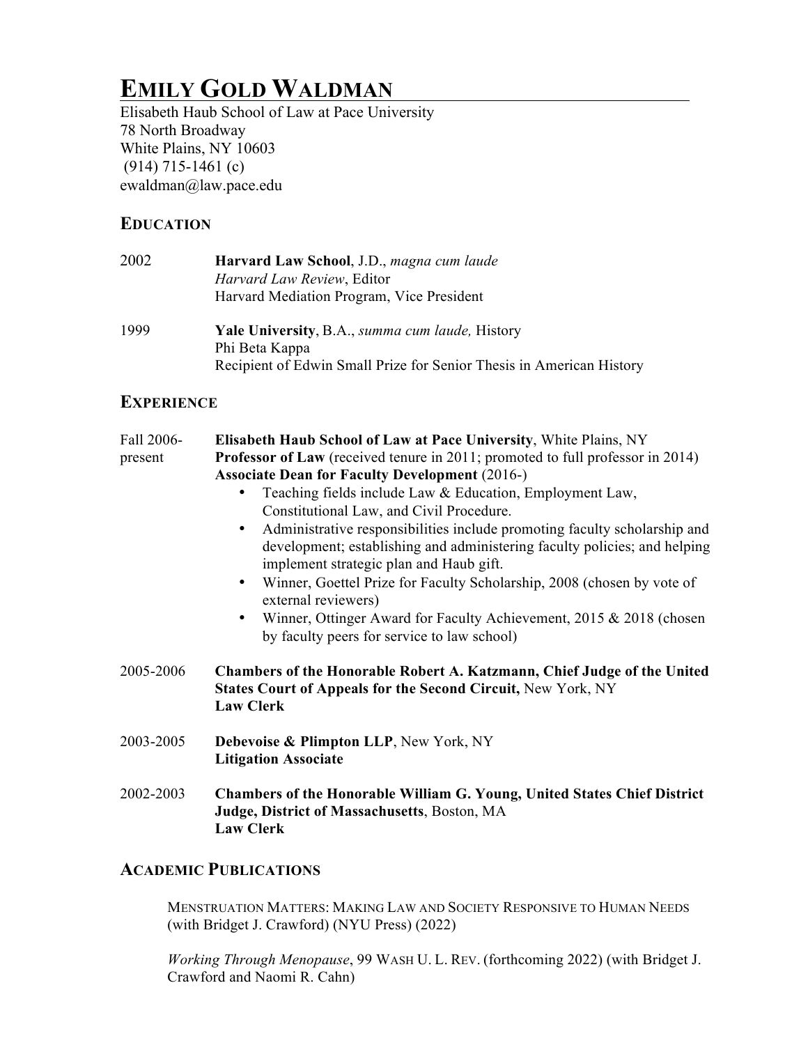# Emily Gold Waldman

Elisabeth Haub School of Law at Pace University
78 North Broadway
White Plains, NY 10603
(914) 715-1461 (c)
ewaldman@law.pace.edu

## Education

2002 **Harvard Law School**, J.D., *magna cum laude*
*Harvard Law Review*, Editor
Harvard Mediation Program, Vice President

1999 **Yale University**, B.A., *summa cum laude,* History
Phi Beta Kappa
Recipient of Edwin Small Prize for Senior Thesis in American History

## Experience

Fall 2006-present **Elisabeth Haub School of Law at Pace University**, White Plains, NY
**Professor of Law** (received tenure in 2011; promoted to full professor in 2014)
**Associate Dean for Faculty Development** (2016-)

- Teaching fields include Law & Education, Employment Law, Constitutional Law, and Civil Procedure.
- Administrative responsibilities include promoting faculty scholarship and development; establishing and administering faculty policies; and helping implement strategic plan and Haub gift.
- Winner, Goettel Prize for Faculty Scholarship, 2008 (chosen by vote of external reviewers)
- Winner, Ottinger Award for Faculty Achievement, 2015 & 2018 (chosen by faculty peers for service to law school)

2005-2006 **Chambers of the Honorable Robert A. Katzmann, Chief Judge of the United States Court of Appeals for the Second Circuit,** New York, NY
**Law Clerk**

2003-2005 **Debevoise & Plimpton LLP**, New York, NY
**Litigation Associate**

2002-2003 **Chambers of the Honorable William G. Young, United States Chief District Judge, District of Massachusetts**, Boston, MA
**Law Clerk**

## Academic Publications

MENSTRUATION MATTERS: MAKING LAW AND SOCIETY RESPONSIVE TO HUMAN NEEDS (with Bridget J. Crawford) (NYU Press) (2022)

*Working Through Menopause*, 99 WASH U. L. REV. (forthcoming 2022) (with Bridget J. Crawford and Naomi R. Cahn)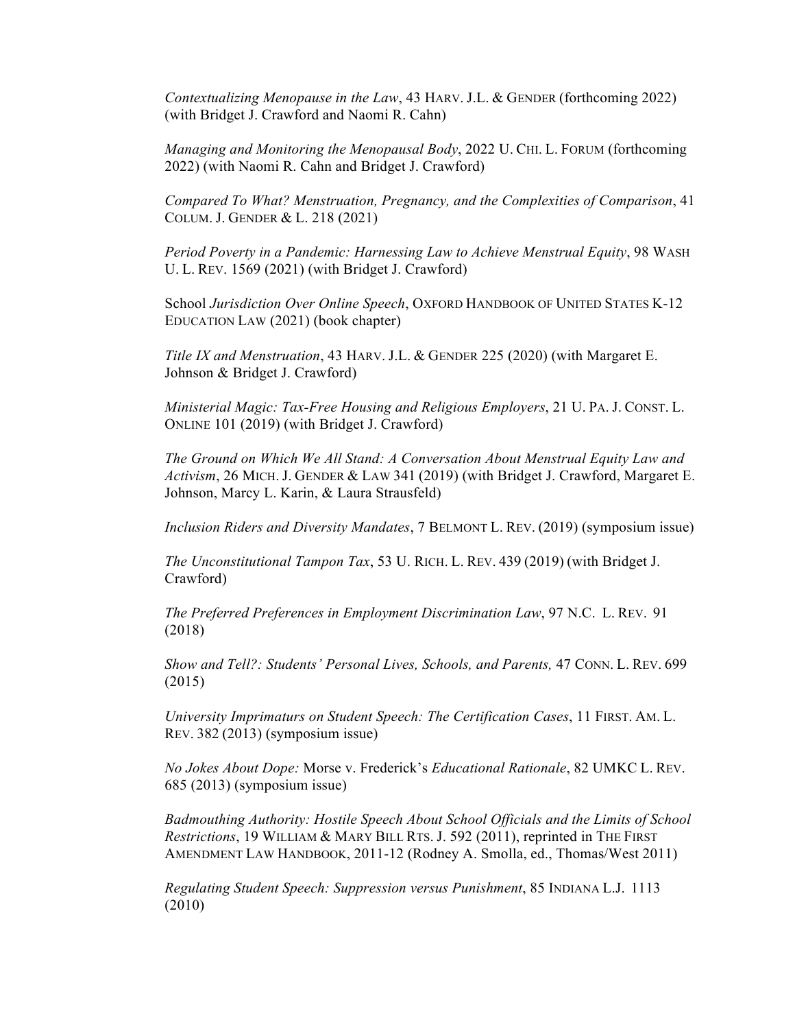*Contextualizing Menopause in the Law*, 43 HARV. J.L. & GENDER (forthcoming 2022) (with Bridget J. Crawford and Naomi R. Cahn)

*Managing and Monitoring the Menopausal Body*, 2022 U. CHI. L. FORUM (forthcoming 2022) (with Naomi R. Cahn and Bridget J. Crawford)

*Compared To What? Menstruation, Pregnancy, and the Complexities of Comparison*, 41 COLUM. J. GENDER & L. 218 (2021)

*Period Poverty in a Pandemic: Harnessing Law to Achieve Menstrual Equity*, 98 WASH U. L. REV. 1569 (2021) (with Bridget J. Crawford)

School *Jurisdiction Over Online Speech*, OXFORD HANDBOOK OF UNITED STATES K-12 EDUCATION LAW (2021) (book chapter)

*Title IX and Menstruation*, 43 HARV. J.L. & GENDER 225 (2020) (with Margaret E. Johnson & Bridget J. Crawford)

*Ministerial Magic: Tax-Free Housing and Religious Employers*, 21 U. PA. J. CONST. L. ONLINE 101 (2019) (with Bridget J. Crawford)

*The Ground on Which We All Stand: A Conversation About Menstrual Equity Law and Activism*, 26 MICH. J. GENDER & LAW 341 (2019) (with Bridget J. Crawford, Margaret E. Johnson, Marcy L. Karin, & Laura Strausfeld)

*Inclusion Riders and Diversity Mandates*, 7 BELMONT L. REV. (2019) (symposium issue)

*The Unconstitutional Tampon Tax*, 53 U. RICH. L. REV. 439 (2019) (with Bridget J. Crawford)

*The Preferred Preferences in Employment Discrimination Law*, 97 N.C. L. REV. 91 (2018)

*Show and Tell?: Students' Personal Lives, Schools, and Parents,* 47 CONN. L. REV. 699 (2015)

*University Imprimaturs on Student Speech: The Certification Cases*, 11 FIRST. AM. L. REV. 382 (2013) (symposium issue)

*No Jokes About Dope:* Morse v. Frederick's *Educational Rationale*, 82 UMKC L. REV. 685 (2013) (symposium issue)

*Badmouthing Authority: Hostile Speech About School Officials and the Limits of School Restrictions*, 19 WILLIAM & MARY BILL RTS. J. 592 (2011), reprinted in THE FIRST AMENDMENT LAW HANDBOOK, 2011-12 (Rodney A. Smolla, ed., Thomas/West 2011)

*Regulating Student Speech: Suppression versus Punishment*, 85 INDIANA L.J. 1113 (2010)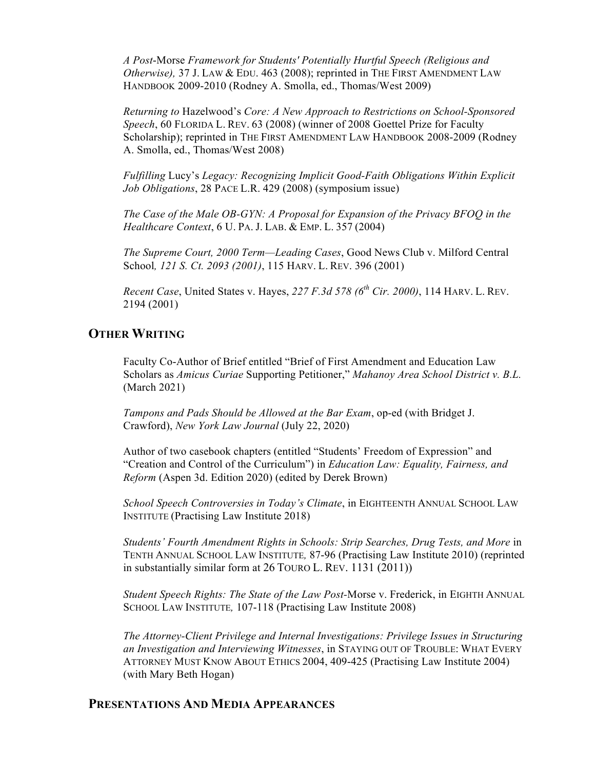*A Post-*Morse *Framework for Students' Potentially Hurtful Speech (Religious and Otherwise),* 37 J. LAW & EDU. 463 (2008); reprinted in THE FIRST AMENDMENT LAW HANDBOOK 2009-2010 (Rodney A. Smolla, ed., Thomas/West 2009)

*Returning to* Hazelwood's *Core: A New Approach to Restrictions on School-Sponsored Speech*, 60 FLORIDA L. REV. 63 (2008) (winner of 2008 Goettel Prize for Faculty Scholarship); reprinted in THE FIRST AMENDMENT LAW HANDBOOK 2008-2009 (Rodney A. Smolla, ed., Thomas/West 2008)

*Fulfilling* Lucy's *Legacy: Recognizing Implicit Good-Faith Obligations Within Explicit Job Obligations*, 28 PACE L.R. 429 (2008) (symposium issue)

*The Case of the Male OB-GYN: A Proposal for Expansion of the Privacy BFOQ in the Healthcare Context*, 6 U. PA. J. LAB. & EMP. L. 357 (2004)

*The Supreme Court, 2000 Term—Leading Cases*, Good News Club v. Milford Central School*, 121 S. Ct. 2093 (2001)*, 115 HARV. L. REV. 396 (2001)

*Recent Case*, United States v. Hayes, *227 F.3d 578 (6th Cir. 2000)*, 114 HARV. L. REV. 2194 (2001)

## OTHER WRITING

Faculty Co-Author of Brief entitled "Brief of First Amendment and Education Law Scholars as *Amicus Curiae* Supporting Petitioner," *Mahanoy Area School District v. B.L.* (March 2021)

*Tampons and Pads Should be Allowed at the Bar Exam*, op-ed (with Bridget J. Crawford), *New York Law Journal* (July 22, 2020)

Author of two casebook chapters (entitled "Students' Freedom of Expression" and "Creation and Control of the Curriculum") in *Education Law: Equality, Fairness, and Reform* (Aspen 3d. Edition 2020) (edited by Derek Brown)

*School Speech Controversies in Today's Climate*, in EIGHTEENTH ANNUAL SCHOOL LAW INSTITUTE (Practising Law Institute 2018)

*Students' Fourth Amendment Rights in Schools: Strip Searches, Drug Tests, and More* in TENTH ANNUAL SCHOOL LAW INSTITUTE*,* 87-96 (Practising Law Institute 2010) (reprinted in substantially similar form at 26 TOURO L. REV. 1131 (2011))

*Student Speech Rights: The State of the Law Post-*Morse v. Frederick, in EIGHTH ANNUAL SCHOOL LAW INSTITUTE*,* 107-118 (Practising Law Institute 2008)

*The Attorney-Client Privilege and Internal Investigations: Privilege Issues in Structuring an Investigation and Interviewing Witnesses*, in STAYING OUT OF TROUBLE: WHAT EVERY ATTORNEY MUST KNOW ABOUT ETHICS 2004, 409-425 (Practising Law Institute 2004) (with Mary Beth Hogan)

## PRESENTATIONS AND MEDIA APPEARANCES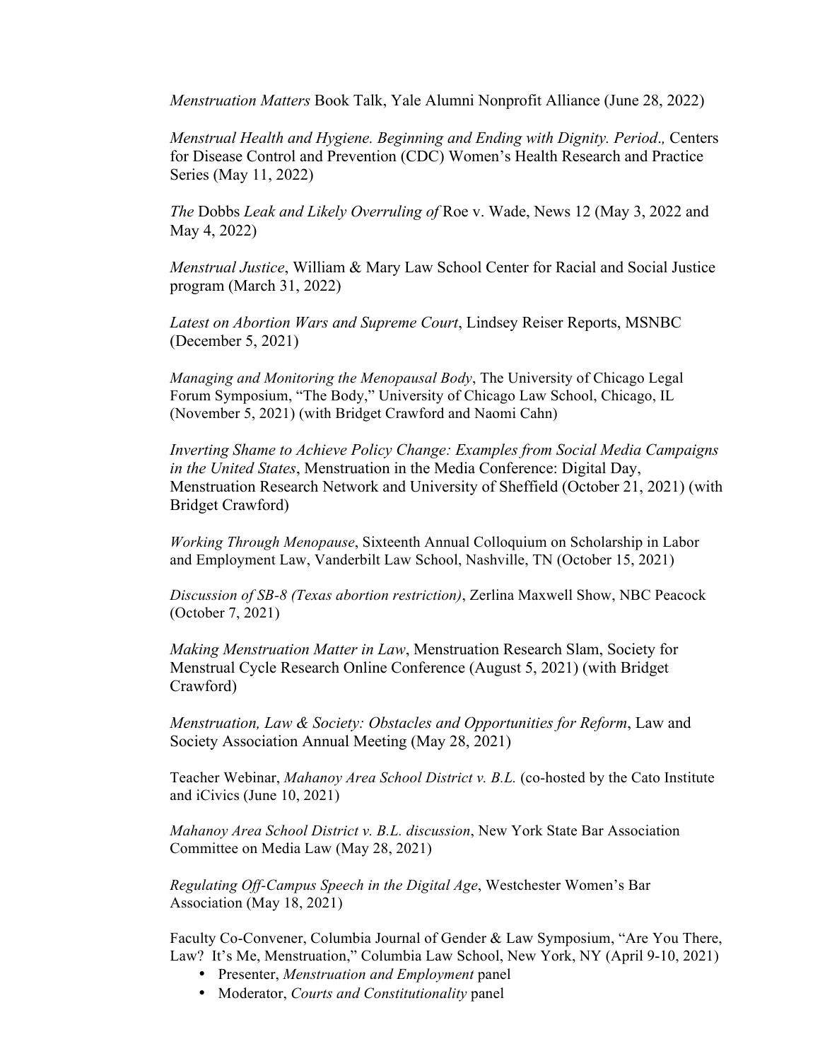*Menstruation Matters* Book Talk, Yale Alumni Nonprofit Alliance (June 28, 2022)

*Menstrual Health and Hygiene. Beginning and Ending with Dignity. Period.,* Centers for Disease Control and Prevention (CDC) Women's Health Research and Practice Series (May 11, 2022)

*The* Dobbs *Leak and Likely Overruling of* Roe v. Wade, News 12 (May 3, 2022 and May 4, 2022)

*Menstrual Justice*, William & Mary Law School Center for Racial and Social Justice program (March 31, 2022)

*Latest on Abortion Wars and Supreme Court*, Lindsey Reiser Reports, MSNBC (December 5, 2021)

*Managing and Monitoring the Menopausal Body*, The University of Chicago Legal Forum Symposium, "The Body," University of Chicago Law School, Chicago, IL (November 5, 2021) (with Bridget Crawford and Naomi Cahn)

*Inverting Shame to Achieve Policy Change: Examples from Social Media Campaigns in the United States*, Menstruation in the Media Conference: Digital Day, Menstruation Research Network and University of Sheffield (October 21, 2021) (with Bridget Crawford)

*Working Through Menopause*, Sixteenth Annual Colloquium on Scholarship in Labor and Employment Law, Vanderbilt Law School, Nashville, TN (October 15, 2021)

*Discussion of SB-8 (Texas abortion restriction)*, Zerlina Maxwell Show, NBC Peacock (October 7, 2021)

*Making Menstruation Matter in Law*, Menstruation Research Slam, Society for Menstrual Cycle Research Online Conference (August 5, 2021) (with Bridget Crawford)

*Menstruation, Law & Society: Obstacles and Opportunities for Reform*, Law and Society Association Annual Meeting (May 28, 2021)

Teacher Webinar, *Mahanoy Area School District v. B.L.* (co-hosted by the Cato Institute and iCivics (June 10, 2021)

*Mahanoy Area School District v. B.L. discussion*, New York State Bar Association Committee on Media Law (May 28, 2021)

*Regulating Off-Campus Speech in the Digital Age*, Westchester Women's Bar Association (May 18, 2021)

Faculty Co-Convener, Columbia Journal of Gender & Law Symposium, "Are You There, Law? It's Me, Menstruation," Columbia Law School, New York, NY (April 9-10, 2021)

- Presenter, *Menstruation and Employment* panel
- Moderator, *Courts and Constitutionality* panel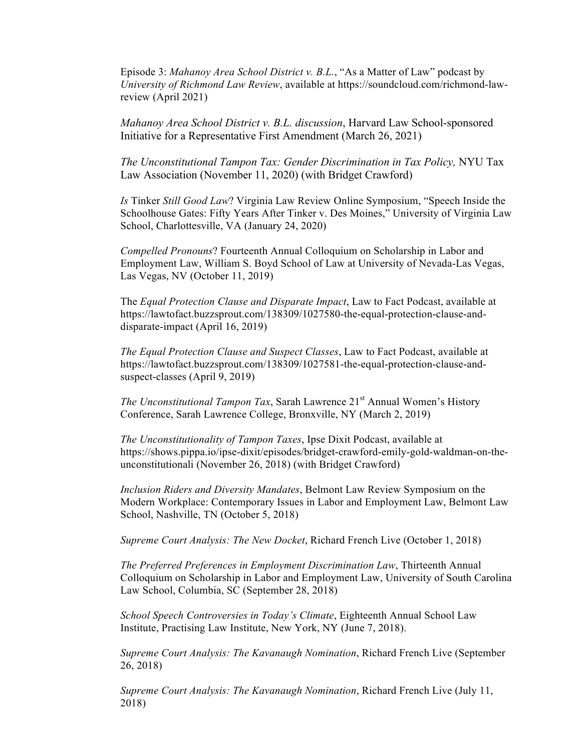Episode 3: *Mahanoy Area School District v. B.L.*, "As a Matter of Law" podcast by *University of Richmond Law Review*, available at https://soundcloud.com/richmond-law-review (April 2021)

*Mahanoy Area School District v. B.L. discussion*, Harvard Law School-sponsored Initiative for a Representative First Amendment (March 26, 2021)

*The Unconstitutional Tampon Tax: Gender Discrimination in Tax Policy,* NYU Tax Law Association (November 11, 2020) (with Bridget Crawford)

*Is* Tinker *Still Good Law*? Virginia Law Review Online Symposium, "Speech Inside the Schoolhouse Gates: Fifty Years After Tinker v. Des Moines," University of Virginia Law School, Charlottesville, VA (January 24, 2020)

*Compelled Pronouns*? Fourteenth Annual Colloquium on Scholarship in Labor and Employment Law, William S. Boyd School of Law at University of Nevada-Las Vegas, Las Vegas, NV (October 11, 2019)

The *Equal Protection Clause and Disparate Impact*, Law to Fact Podcast, available at https://lawtofact.buzzsprout.com/138309/1027580-the-equal-protection-clause-and-disparate-impact (April 16, 2019)

*The Equal Protection Clause and Suspect Classes*, Law to Fact Podcast, available at https://lawtofact.buzzsprout.com/138309/1027581-the-equal-protection-clause-and-suspect-classes (April 9, 2019)

*The Unconstitutional Tampon Tax*, Sarah Lawrence 21st Annual Women's History Conference, Sarah Lawrence College, Bronxville, NY (March 2, 2019)

*The Unconstitutionality of Tampon Taxes*, Ipse Dixit Podcast, available at https://shows.pippa.io/ipse-dixit/episodes/bridget-crawford-emily-gold-waldman-on-the-unconstitutionali (November 26, 2018) (with Bridget Crawford)

*Inclusion Riders and Diversity Mandates*, Belmont Law Review Symposium on the Modern Workplace: Contemporary Issues in Labor and Employment Law, Belmont Law School, Nashville, TN (October 5, 2018)

*Supreme Court Analysis: The New Docket*, Richard French Live (October 1, 2018)

*The Preferred Preferences in Employment Discrimination Law*, Thirteenth Annual Colloquium on Scholarship in Labor and Employment Law, University of South Carolina Law School, Columbia, SC (September 28, 2018)

*School Speech Controversies in Today's Climate*, Eighteenth Annual School Law Institute, Practising Law Institute, New York, NY (June 7, 2018).

*Supreme Court Analysis: The Kavanaugh Nomination*, Richard French Live (September 26, 2018)

*Supreme Court Analysis: The Kavanaugh Nomination*, Richard French Live (July 11, 2018)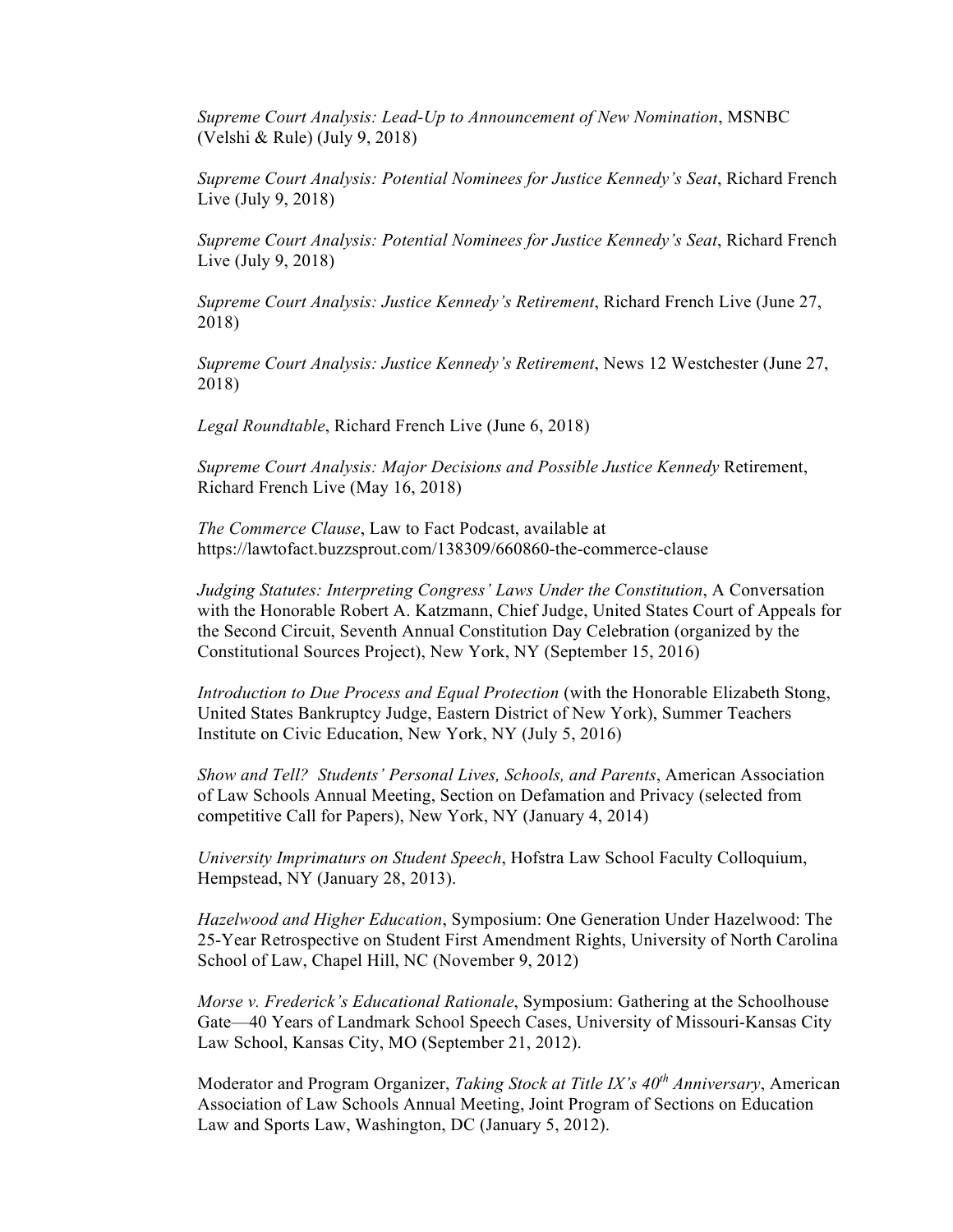*Supreme Court Analysis: Lead-Up to Announcement of New Nomination*, MSNBC (Velshi & Rule) (July 9, 2018)

*Supreme Court Analysis: Potential Nominees for Justice Kennedy's Seat*, Richard French Live (July 9, 2018)

*Supreme Court Analysis: Potential Nominees for Justice Kennedy's Seat*, Richard French Live (July 9, 2018)

*Supreme Court Analysis: Justice Kennedy's Retirement*, Richard French Live (June 27, 2018)

*Supreme Court Analysis: Justice Kennedy's Retirement*, News 12 Westchester (June 27, 2018)

*Legal Roundtable*, Richard French Live (June 6, 2018)

*Supreme Court Analysis: Major Decisions and Possible Justice Kennedy* Retirement, Richard French Live (May 16, 2018)

*The Commerce Clause*, Law to Fact Podcast, available at https://lawtofact.buzzsprout.com/138309/660860-the-commerce-clause

*Judging Statutes: Interpreting Congress' Laws Under the Constitution*, A Conversation with the Honorable Robert A. Katzmann, Chief Judge, United States Court of Appeals for the Second Circuit, Seventh Annual Constitution Day Celebration (organized by the Constitutional Sources Project), New York, NY (September 15, 2016)

*Introduction to Due Process and Equal Protection* (with the Honorable Elizabeth Stong, United States Bankruptcy Judge, Eastern District of New York), Summer Teachers Institute on Civic Education, New York, NY (July 5, 2016)

*Show and Tell? Students' Personal Lives, Schools, and Parents*, American Association of Law Schools Annual Meeting, Section on Defamation and Privacy (selected from competitive Call for Papers), New York, NY (January 4, 2014)

*University Imprimaturs on Student Speech*, Hofstra Law School Faculty Colloquium, Hempstead, NY (January 28, 2013).

*Hazelwood and Higher Education*, Symposium: One Generation Under Hazelwood: The 25-Year Retrospective on Student First Amendment Rights, University of North Carolina School of Law, Chapel Hill, NC (November 9, 2012)

*Morse v. Frederick's Educational Rationale*, Symposium: Gathering at the Schoolhouse Gate—40 Years of Landmark School Speech Cases, University of Missouri-Kansas City Law School, Kansas City, MO (September 21, 2012).

Moderator and Program Organizer, *Taking Stock at Title IX's 40th Anniversary*, American Association of Law Schools Annual Meeting, Joint Program of Sections on Education Law and Sports Law, Washington, DC (January 5, 2012).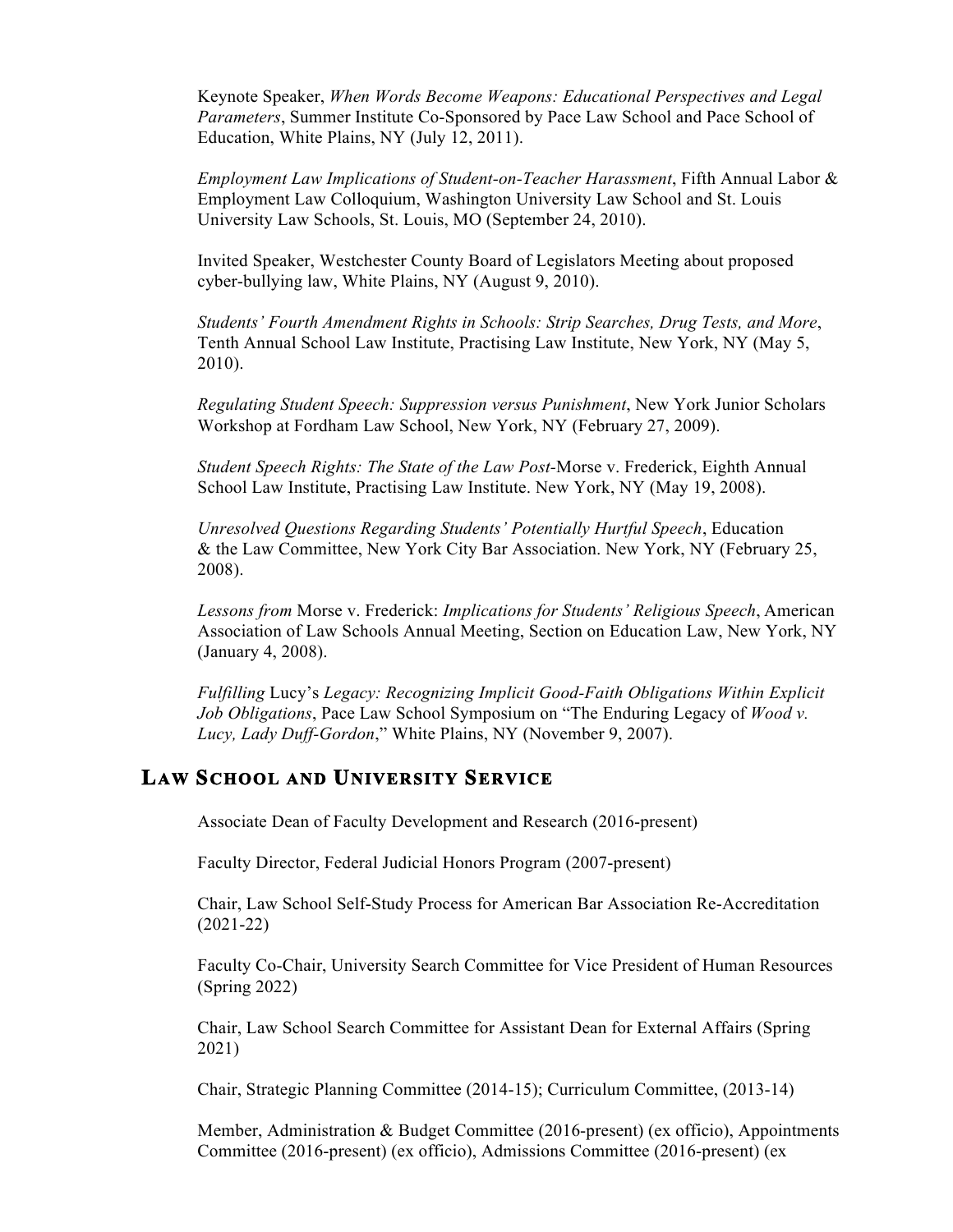Keynote Speaker, *When Words Become Weapons: Educational Perspectives and Legal Parameters*, Summer Institute Co-Sponsored by Pace Law School and Pace School of Education, White Plains, NY (July 12, 2011).

*Employment Law Implications of Student-on-Teacher Harassment*, Fifth Annual Labor & Employment Law Colloquium, Washington University Law School and St. Louis University Law Schools, St. Louis, MO (September 24, 2010).

Invited Speaker, Westchester County Board of Legislators Meeting about proposed cyber-bullying law, White Plains, NY (August 9, 2010).

*Students' Fourth Amendment Rights in Schools: Strip Searches, Drug Tests, and More*, Tenth Annual School Law Institute, Practising Law Institute, New York, NY (May 5, 2010).

*Regulating Student Speech: Suppression versus Punishment*, New York Junior Scholars Workshop at Fordham Law School, New York, NY (February 27, 2009).

*Student Speech Rights: The State of the Law Post-*Morse v. Frederick, Eighth Annual School Law Institute, Practising Law Institute. New York, NY (May 19, 2008).

*Unresolved Questions Regarding Students' Potentially Hurtful Speech*, Education & the Law Committee, New York City Bar Association. New York, NY (February 25, 2008).

*Lessons from* Morse v. Frederick: *Implications for Students' Religious Speech*, American Association of Law Schools Annual Meeting, Section on Education Law, New York, NY (January 4, 2008).

*Fulfilling* Lucy's *Legacy: Recognizing Implicit Good-Faith Obligations Within Explicit Job Obligations*, Pace Law School Symposium on "The Enduring Legacy of *Wood v. Lucy, Lady Duff-Gordon*," White Plains, NY (November 9, 2007).

## Law School and University Service

Associate Dean of Faculty Development and Research (2016-present)

Faculty Director, Federal Judicial Honors Program (2007-present)

Chair, Law School Self-Study Process for American Bar Association Re-Accreditation (2021-22)

Faculty Co-Chair, University Search Committee for Vice President of Human Resources (Spring 2022)

Chair, Law School Search Committee for Assistant Dean for External Affairs (Spring 2021)

Chair, Strategic Planning Committee (2014-15); Curriculum Committee, (2013-14)

Member, Administration & Budget Committee (2016-present) (ex officio), Appointments Committee (2016-present) (ex officio), Admissions Committee (2016-present) (ex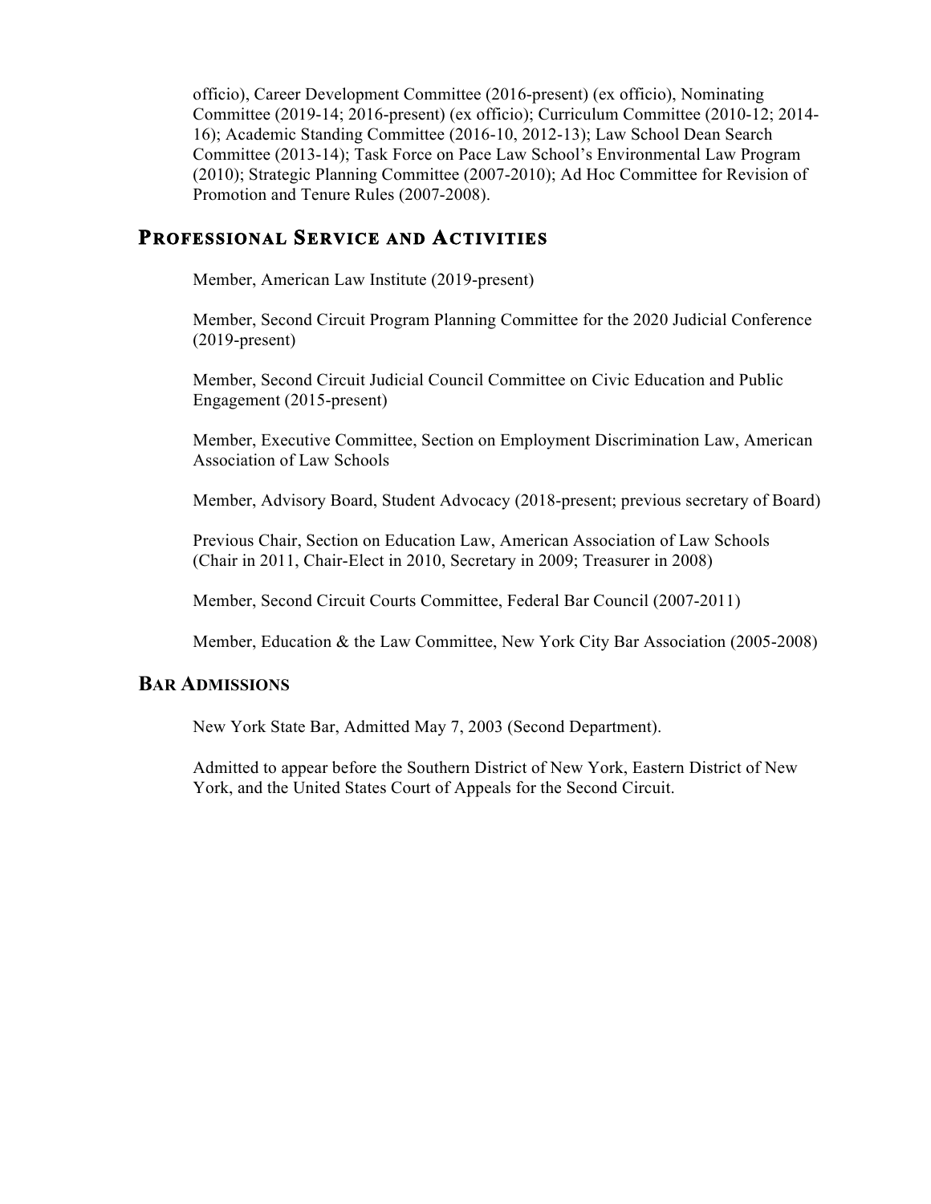officio), Career Development Committee (2016-present) (ex officio), Nominating Committee (2019-14; 2016-present) (ex officio); Curriculum Committee (2010-12; 2014-16); Academic Standing Committee (2016-10, 2012-13); Law School Dean Search Committee (2013-14); Task Force on Pace Law School's Environmental Law Program (2010); Strategic Planning Committee (2007-2010); Ad Hoc Committee for Revision of Promotion and Tenure Rules (2007-2008).

## Professional Service and Activities

Member, American Law Institute (2019-present)

Member, Second Circuit Program Planning Committee for the 2020 Judicial Conference (2019-present)

Member, Second Circuit Judicial Council Committee on Civic Education and Public Engagement (2015-present)

Member, Executive Committee, Section on Employment Discrimination Law, American Association of Law Schools

Member, Advisory Board, Student Advocacy (2018-present; previous secretary of Board)

Previous Chair, Section on Education Law, American Association of Law Schools (Chair in 2011, Chair-Elect in 2010, Secretary in 2009; Treasurer in 2008)

Member, Second Circuit Courts Committee, Federal Bar Council (2007-2011)

Member, Education & the Law Committee, New York City Bar Association (2005-2008)

## Bar Admissions

New York State Bar, Admitted May 7, 2003 (Second Department).

Admitted to appear before the Southern District of New York, Eastern District of New York, and the United States Court of Appeals for the Second Circuit.